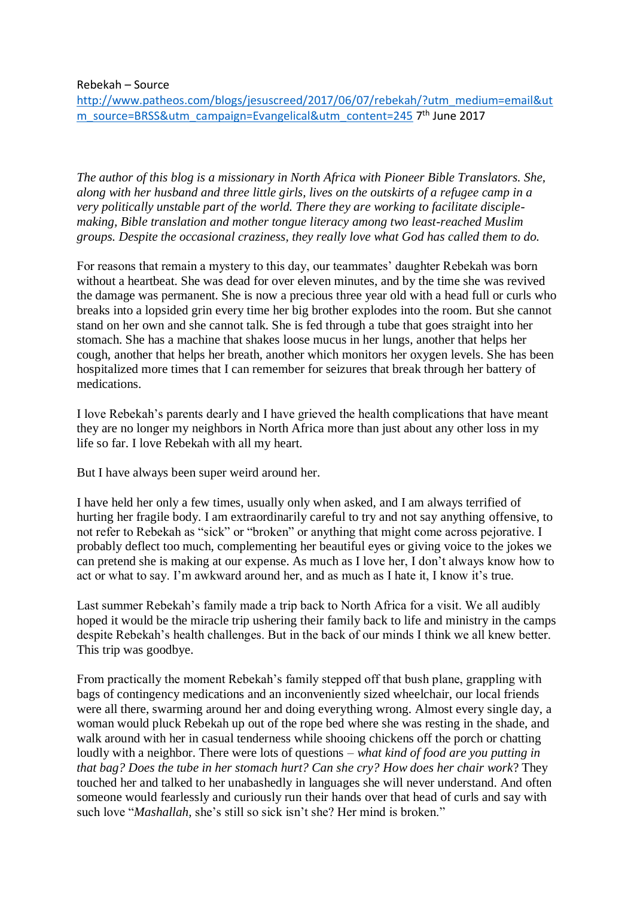Rebekah – Source

http://www.patheos.com/blogs/jesuscreed/2017/06/07/rebekah/?utm_medium=email&utm_source=BRSS&utm_campaign=Evangelical&utm_content=245 7th June 2017

*The author of this blog is a missionary in North Africa with Pioneer Bible Translators. She, along with her husband and three little girls, lives on the outskirts of a refugee camp in a very politically unstable part of the world. There they are working to facilitate disciple-making, Bible translation and mother tongue literacy among two least-reached Muslim groups. Despite the occasional craziness, they really love what God has called them to do.*

For reasons that remain a mystery to this day, our teammates' daughter Rebekah was born without a heartbeat. She was dead for over eleven minutes, and by the time she was revived the damage was permanent. She is now a precious three year old with a head full or curls who breaks into a lopsided grin every time her big brother explodes into the room. But she cannot stand on her own and she cannot talk. She is fed through a tube that goes straight into her stomach. She has a machine that shakes loose mucus in her lungs, another that helps her cough, another that helps her breath, another which monitors her oxygen levels. She has been hospitalized more times that I can remember for seizures that break through her battery of medications.

I love Rebekah's parents dearly and I have grieved the health complications that have meant they are no longer my neighbors in North Africa more than just about any other loss in my life so far. I love Rebekah with all my heart.

But I have always been super weird around her.

I have held her only a few times, usually only when asked, and I am always terrified of hurting her fragile body. I am extraordinarily careful to try and not say anything offensive, to not refer to Rebekah as "sick" or "broken" or anything that might come across pejorative. I probably deflect too much, complementing her beautiful eyes or giving voice to the jokes we can pretend she is making at our expense. As much as I love her, I don't always know how to act or what to say. I'm awkward around her, and as much as I hate it, I know it's true.

Last summer Rebekah's family made a trip back to North Africa for a visit. We all audibly hoped it would be the miracle trip ushering their family back to life and ministry in the camps despite Rebekah's health challenges. But in the back of our minds I think we all knew better. This trip was goodbye.

From practically the moment Rebekah's family stepped off that bush plane, grappling with bags of contingency medications and an inconveniently sized wheelchair, our local friends were all there, swarming around her and doing everything wrong. Almost every single day, a woman would pluck Rebekah up out of the rope bed where she was resting in the shade, and walk around with her in casual tenderness while shooing chickens off the porch or chatting loudly with a neighbor. There were lots of questions – *what kind of food are you putting in that bag? Does the tube in her stomach hurt? Can she cry? How does her chair work*? They touched her and talked to her unabashedly in languages she will never understand. And often someone would fearlessly and curiously run their hands over that head of curls and say with such love "*Mashallah,* she's still so sick isn't she? Her mind is broken."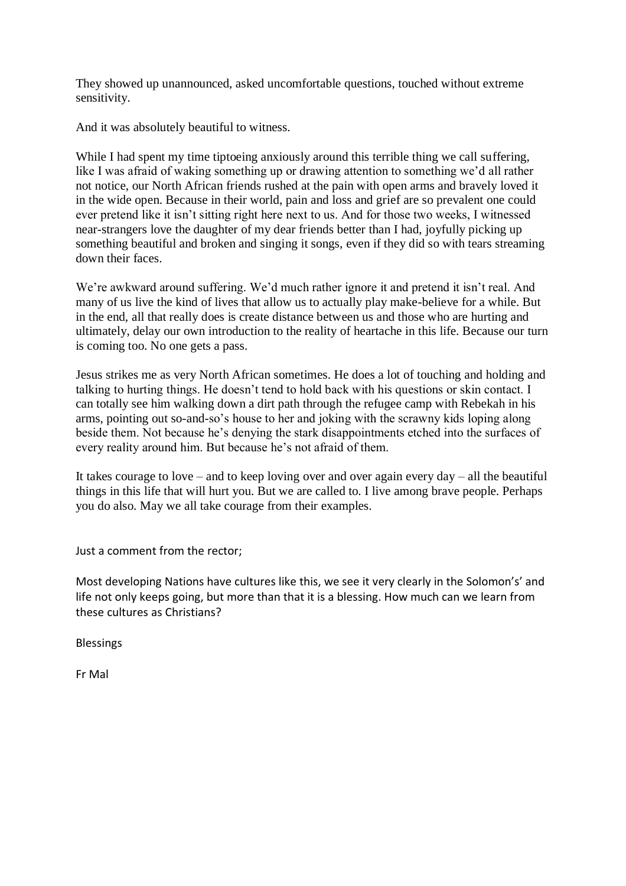They showed up unannounced, asked uncomfortable questions, touched without extreme sensitivity.

And it was absolutely beautiful to witness.

While I had spent my time tiptoeing anxiously around this terrible thing we call suffering, like I was afraid of waking something up or drawing attention to something we'd all rather not notice, our North African friends rushed at the pain with open arms and bravely loved it in the wide open. Because in their world, pain and loss and grief are so prevalent one could ever pretend like it isn't sitting right here next to us. And for those two weeks, I witnessed near-strangers love the daughter of my dear friends better than I had, joyfully picking up something beautiful and broken and singing it songs, even if they did so with tears streaming down their faces.

We're awkward around suffering. We'd much rather ignore it and pretend it isn't real. And many of us live the kind of lives that allow us to actually play make-believe for a while. But in the end, all that really does is create distance between us and those who are hurting and ultimately, delay our own introduction to the reality of heartache in this life. Because our turn is coming too. No one gets a pass.

Jesus strikes me as very North African sometimes. He does a lot of touching and holding and talking to hurting things. He doesn't tend to hold back with his questions or skin contact. I can totally see him walking down a dirt path through the refugee camp with Rebekah in his arms, pointing out so-and-so's house to her and joking with the scrawny kids loping along beside them. Not because he's denying the stark disappointments etched into the surfaces of every reality around him. But because he's not afraid of them.

It takes courage to love – and to keep loving over and over again every day – all the beautiful things in this life that will hurt you. But we are called to. I live among brave people. Perhaps you do also. May we all take courage from their examples.

Just a comment from the rector;

Most developing Nations have cultures like this, we see it very clearly in the Solomon's' and life not only keeps going, but more than that it is a blessing. How much can we learn from these cultures as Christians?

Blessings

Fr Mal